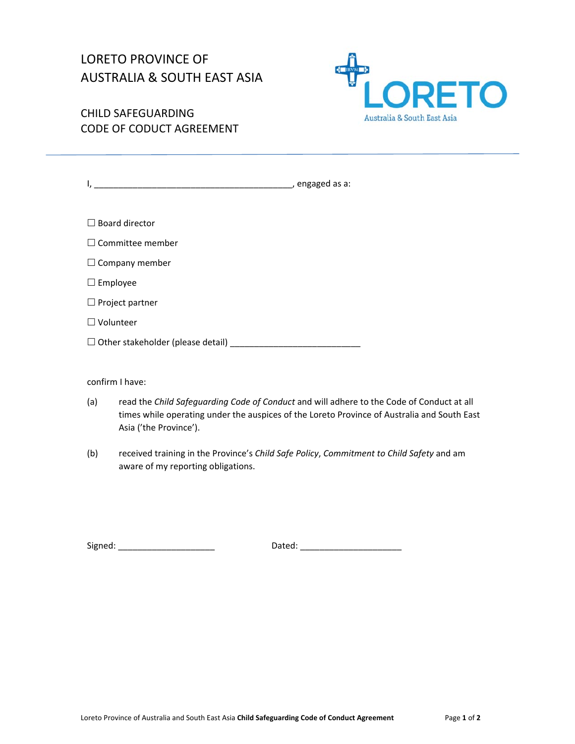# LORETO PROVINCE OF AUSTRALIA & SOUTH EAST ASIA

## CHILD SAFEGUARDING CODE OF CODUCT AGREEMENT

I, __________________________________________, engaged as a:

☐ Board director

☐ Committee member

☐ Company member

☐ Employee

☐ Project partner

☐ Volunteer

☐ Other stakeholder (please detail) ___________________________

confirm I have:

(a) read the *Child Safeguarding Code of Conduct* and will adhere to the Code of Conduct at all times while operating under the auspices of the Loreto Province of Australia and South East Asia ('the Province').

(b) received training in the Province's *Child Safe Policy*, *Commitment to Child Safety* and am aware of my reporting obligations.

Signed: ____________________ Dated: _____________________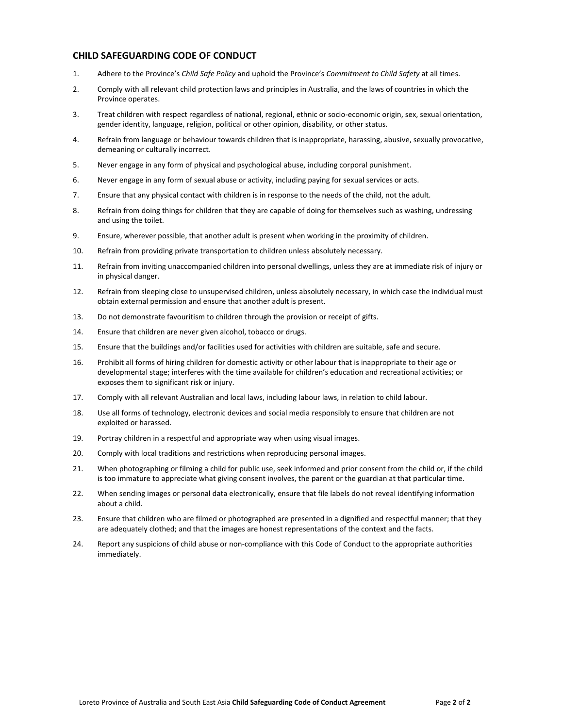## CHILD SAFEGUARDING CODE OF CONDUCT

1. Adhere to the Province's *Child Safe Policy* and uphold the Province's *Commitment to Child Safety* at all times.
2. Comply with all relevant child protection laws and principles in Australia, and the laws of countries in which the Province operates.
3. Treat children with respect regardless of national, regional, ethnic or socio-economic origin, sex, sexual orientation, gender identity, language, religion, political or other opinion, disability, or other status.
4. Refrain from language or behaviour towards children that is inappropriate, harassing, abusive, sexually provocative, demeaning or culturally incorrect.
5. Never engage in any form of physical and psychological abuse, including corporal punishment.
6. Never engage in any form of sexual abuse or activity, including paying for sexual services or acts.
7. Ensure that any physical contact with children is in response to the needs of the child, not the adult.
8. Refrain from doing things for children that they are capable of doing for themselves such as washing, undressing and using the toilet.
9. Ensure, wherever possible, that another adult is present when working in the proximity of children.
10. Refrain from providing private transportation to children unless absolutely necessary.
11. Refrain from inviting unaccompanied children into personal dwellings, unless they are at immediate risk of injury or in physical danger.
12. Refrain from sleeping close to unsupervised children, unless absolutely necessary, in which case the individual must obtain external permission and ensure that another adult is present.
13. Do not demonstrate favouritism to children through the provision or receipt of gifts.
14. Ensure that children are never given alcohol, tobacco or drugs.
15. Ensure that the buildings and/or facilities used for activities with children are suitable, safe and secure.
16. Prohibit all forms of hiring children for domestic activity or other labour that is inappropriate to their age or developmental stage; interferes with the time available for children's education and recreational activities; or exposes them to significant risk or injury.
17. Comply with all relevant Australian and local laws, including labour laws, in relation to child labour.
18. Use all forms of technology, electronic devices and social media responsibly to ensure that children are not exploited or harassed.
19. Portray children in a respectful and appropriate way when using visual images.
20. Comply with local traditions and restrictions when reproducing personal images.
21. When photographing or filming a child for public use, seek informed and prior consent from the child or, if the child is too immature to appreciate what giving consent involves, the parent or the guardian at that particular time.
22. When sending images or personal data electronically, ensure that file labels do not reveal identifying information about a child.
23. Ensure that children who are filmed or photographed are presented in a dignified and respectful manner; that they are adequately clothed; and that the images are honest representations of the context and the facts.
24. Report any suspicions of child abuse or non-compliance with this Code of Conduct to the appropriate authorities immediately.